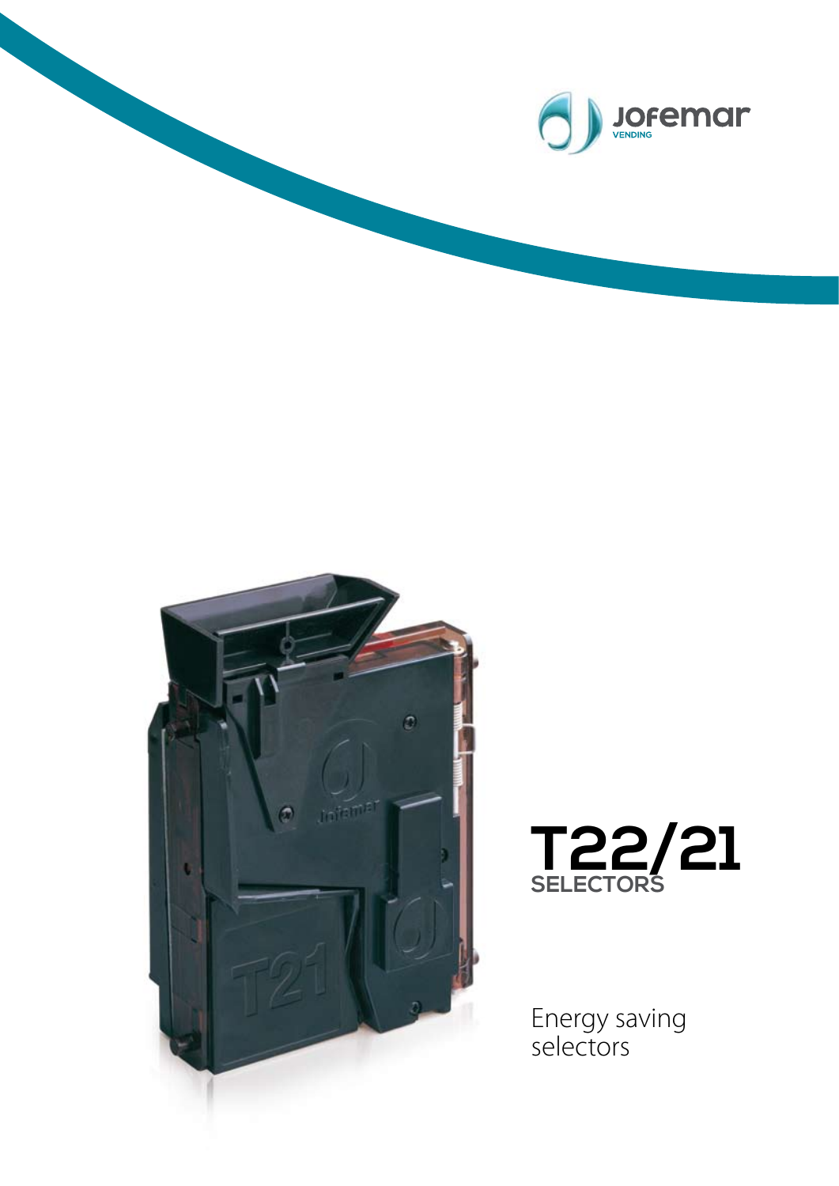# T22/21

## SELECTORS

Energy saving selectors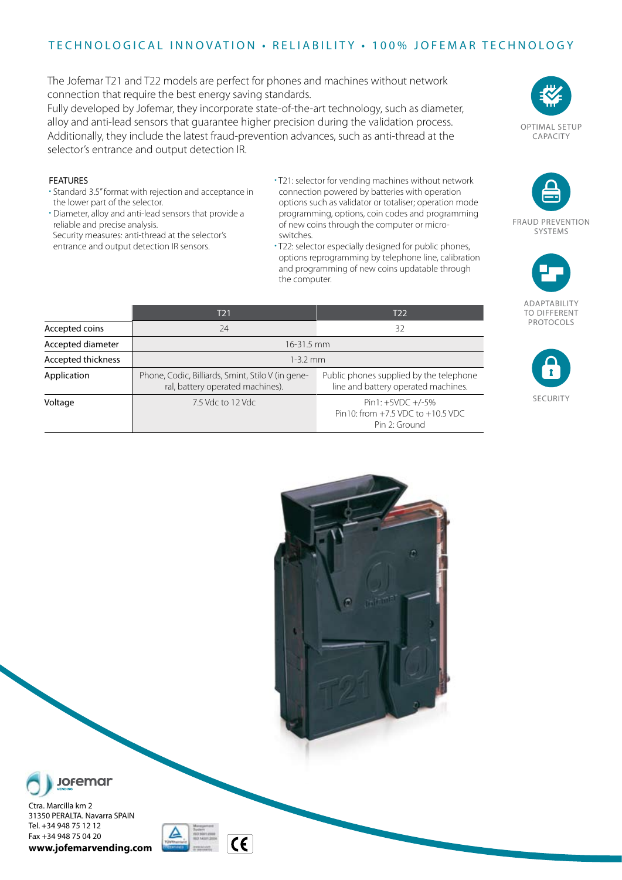TECHNOLOGICAL INNOVATION • RELIABILITY • 100% JOFEMAR TECHNOLOGY

The Jofemar T21 and T22 models are perfect for phones and machines without network connection that require the best energy saving standards.
Fully developed by Jofemar, they incorporate state-of-the-art technology, such as diameter, alloy and anti-lead sensors that guarantee higher precision during the validation process. Additionally, they include the latest fraud-prevention advances, such as anti-thread at the selector's entrance and output detection IR.

OPTIMAL SETUP CAPACITY

FRAUD PREVENTION SYSTEMS

ADAPTABILITY TO DIFFERENT PROTOCOLS

SECURITY

## FEATURES

- Standard 3.5" format with rejection and acceptance in the lower part of the selector.
- Diameter, alloy and anti-lead sensors that provide a reliable and precise analysis.
  Security measures: anti-thread at the selector's entrance and output detection IR sensors.
- T21: selector for vending machines without network connection powered by batteries with operation options such as validator or totaliser; operation mode programming, options, coin codes and programming of new coins through the computer or micro-switches.
- T22: selector especially designed for public phones, options reprogramming by telephone line, calibration and programming of new coins updatable through the computer.

| | T21 | T22 |
|---|---|---|
| Accepted coins | 24 | 32 |
| Accepted diameter | 16-31.5 mm | |
| Accepted thickness | 1-3.2 mm | |
| Application | Phone, Codic, Billiards, Smint, Stilo V (in general, battery operated machines). | Public phones supplied by the telephone line and battery operated machines. |
| Voltage | 7.5 Vdc to 12 Vdc | Pin1: +5VDC +/-5%<br>Pin10: from +7.5 VDC to +10.5 VDC<br>Pin 2: Ground |

Jofemar

Ctra. Marcilla km 2
31350 PERALTA. Navarra SPAIN
Tel. +34 948 75 12 12
Fax +34 948 75 04 20
**www.jofemarvending.com**